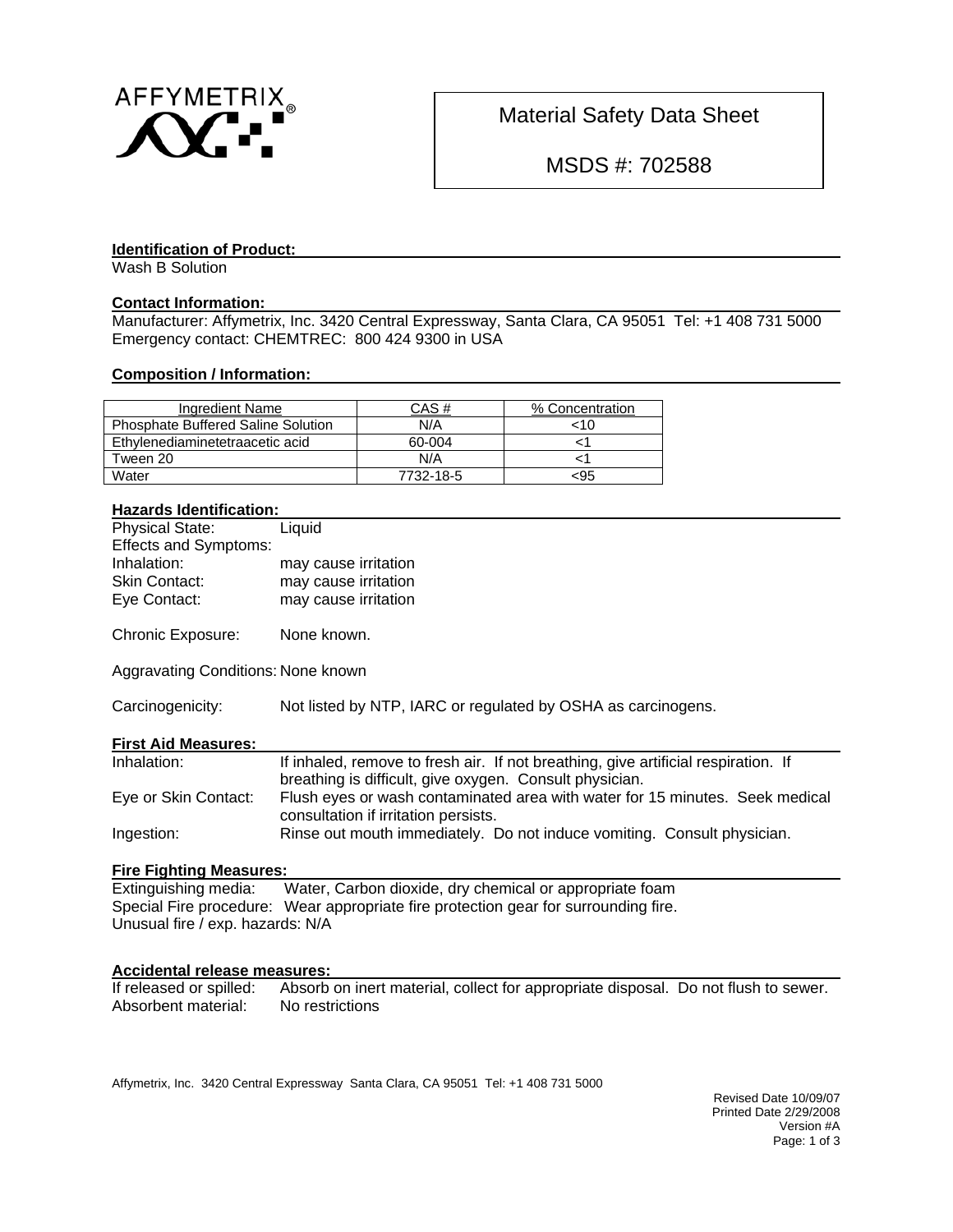AFFYMETRIX®

# Material Safety Data Sheet

MSDS #: 702588

**Identification of Product:**

Wash B Solution

**Contact Information:**

Manufacturer: Affymetrix, Inc. 3420 Central Expressway, Santa Clara, CA 95051 Tel: +1 408 731 5000
Emergency contact: CHEMTREC: 800 424 9300 in USA

**Composition / Information:**

| Ingredient Name | CAS # | % Concentration |
|---|---|---|
| Phosphate Buffered Saline Solution | N/A | <10 |
| Ethylenediaminetetraacetic acid | 60-004 | <1 |
| Tween 20 | N/A | <1 |
| Water | 7732-18-5 | <95 |

**Hazards Identification:**

Physical State: Liquid
Effects and Symptoms:
Inhalation: may cause irritation
Skin Contact: may cause irritation
Eye Contact: may cause irritation

Chronic Exposure: None known.

Aggravating Conditions: None known

Carcinogenicity: Not listed by NTP, IARC or regulated by OSHA as carcinogens.

**First Aid Measures:**

Inhalation: If inhaled, remove to fresh air. If not breathing, give artificial respiration. If breathing is difficult, give oxygen. Consult physician.
Eye or Skin Contact: Flush eyes or wash contaminated area with water for 15 minutes. Seek medical consultation if irritation persists.
Ingestion: Rinse out mouth immediately. Do not induce vomiting. Consult physician.

**Fire Fighting Measures:**

Extinguishing media: Water, Carbon dioxide, dry chemical or appropriate foam
Special Fire procedure: Wear appropriate fire protection gear for surrounding fire.
Unusual fire / exp. hazards: N/A

**Accidental release measures:**

If released or spilled: Absorb on inert material, collect for appropriate disposal. Do not flush to sewer.
Absorbent material: No restrictions

Revised Date 10/09/07
Printed Date 2/29/2008
Version #A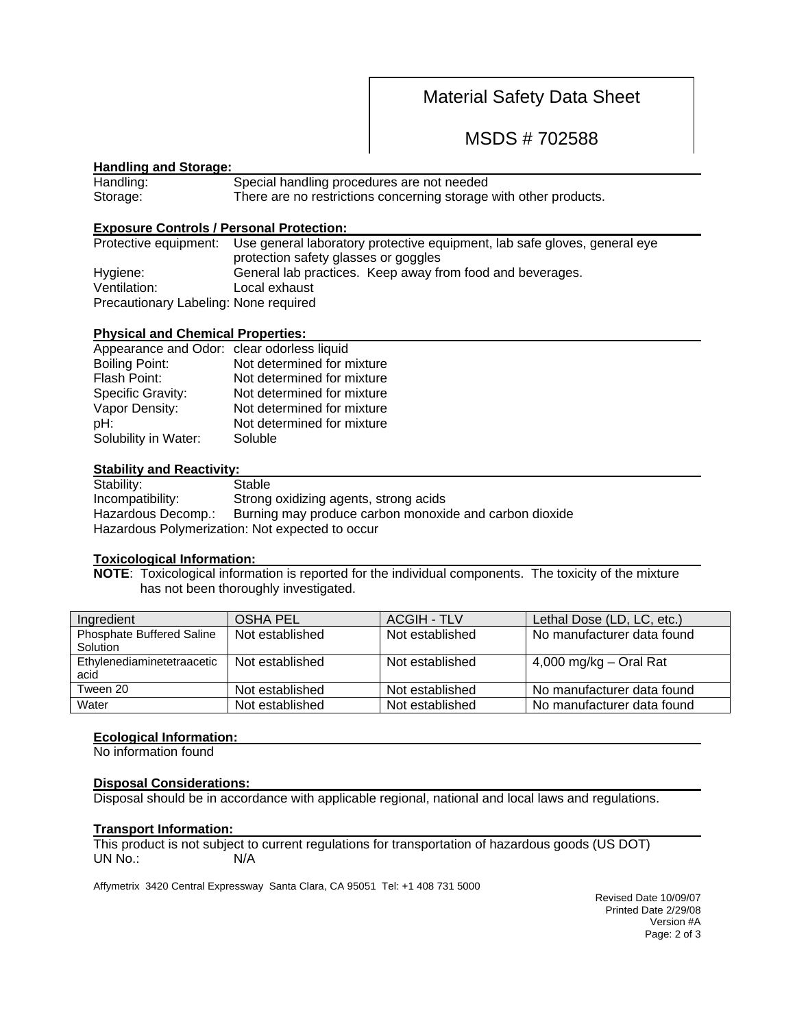# Material Safety Data Sheet

## MSDS # 702588

**Handling and Storage:**

Handling: Special handling procedures are not needed

Storage: There are no restrictions concerning storage with other products.

**Exposure Controls / Personal Protection:**

Protective equipment: Use general laboratory protective equipment, lab safe gloves, general eye protection safety glasses or goggles

Hygiene: General lab practices. Keep away from food and beverages.

Ventilation: Local exhaust

Precautionary Labeling: None required

**Physical and Chemical Properties:**

Appearance and Odor: clear odorless liquid

Boiling Point: Not determined for mixture

Flash Point: Not determined for mixture

Specific Gravity: Not determined for mixture

Vapor Density: Not determined for mixture

pH: Not determined for mixture

Solubility in Water: Soluble

**Stability and Reactivity:**

Stability: Stable

Incompatibility: Strong oxidizing agents, strong acids

Hazardous Decomp.: Burning may produce carbon monoxide and carbon dioxide

Hazardous Polymerization: Not expected to occur

**Toxicological Information:**

**NOTE**: Toxicological information is reported for the individual components. The toxicity of the mixture has not been thoroughly investigated.

| Ingredient | OSHA PEL | ACGIH - TLV | Lethal Dose (LD, LC, etc.) |
|---|---|---|---|
| Phosphate Buffered Saline Solution | Not established | Not established | No manufacturer data found |
| Ethylenediaminetetraacetic acid | Not established | Not established | 4,000 mg/kg – Oral Rat |
| Tween 20 | Not established | Not established | No manufacturer data found |
| Water | Not established | Not established | No manufacturer data found |

**Ecological Information:**

No information found

**Disposal Considerations:**

Disposal should be in accordance with applicable regional, national and local laws and regulations.

**Transport Information:**

This product is not subject to current regulations for transportation of hazardous goods (US DOT)

UN No.: N/A

Affymetrix 3420 Central Expressway Santa Clara, CA 95051 Tel: +1 408 731 5000

Revised Date 10/09/07
Printed Date 2/29/08
Version #A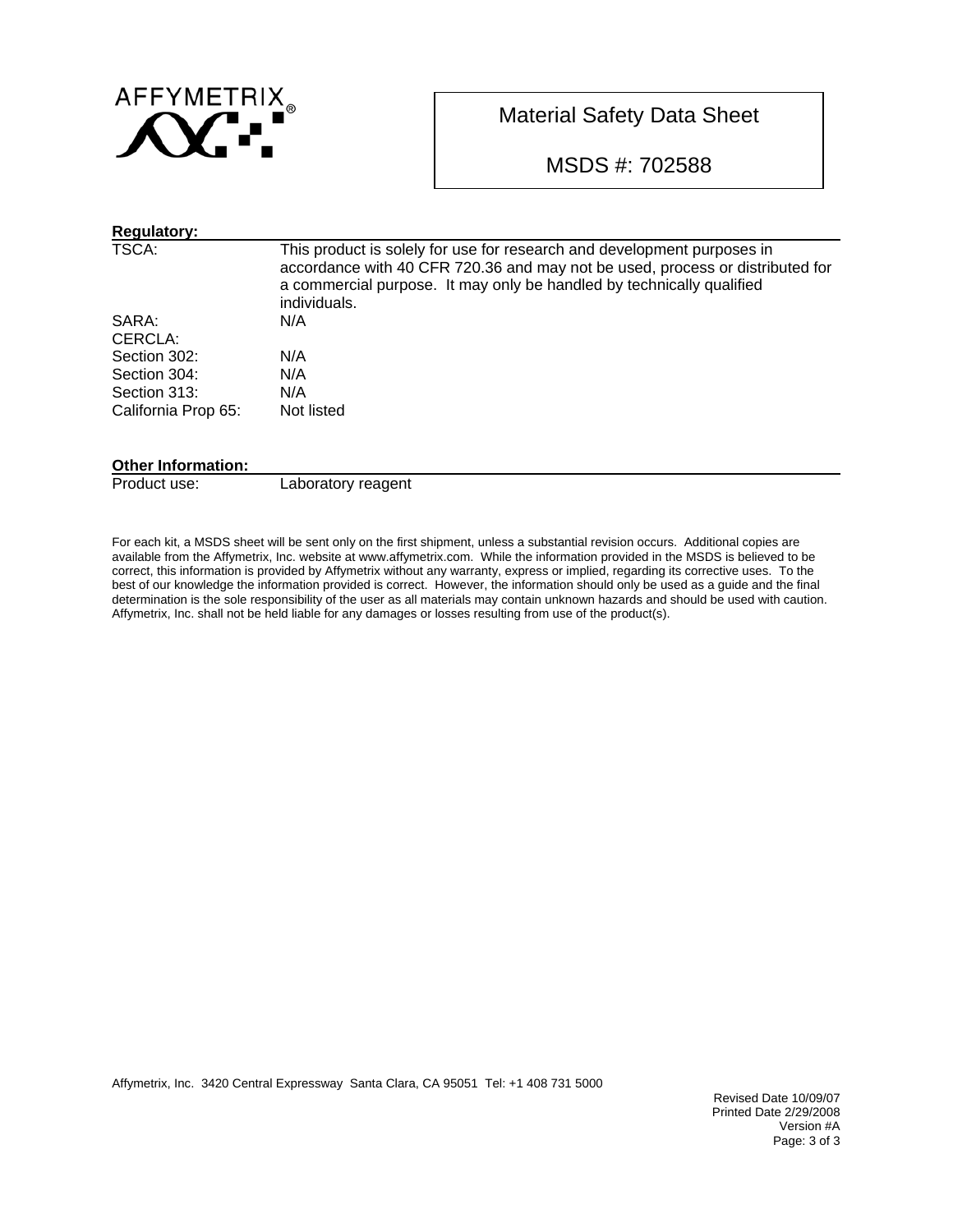Material Safety Data Sheet

MSDS #: 702588

**Regulatory:**

| | |
|---|---|
| TSCA: | This product is solely for use for research and development purposes in accordance with 40 CFR 720.36 and may not be used, process or distributed for a commercial purpose. It may only be handled by technically qualified individuals. |
| SARA: | N/A |
| CERCLA: | |
| Section 302: | N/A |
| Section 304: | N/A |
| Section 313: | N/A |
| California Prop 65: | Not listed |

**Other Information:**

| | |
|---|---|
| Product use: | Laboratory reagent |

For each kit, a MSDS sheet will be sent only on the first shipment, unless a substantial revision occurs. Additional copies are available from the Affymetrix, Inc. website at www.affymetrix.com. While the information provided in the MSDS is believed to be correct, this information is provided by Affymetrix without any warranty, express or implied, regarding its corrective uses. To the best of our knowledge the information provided is correct. However, the information should only be used as a guide and the final determination is the sole responsibility of the user as all materials may contain unknown hazards and should be used with caution. Affymetrix, Inc. shall not be held liable for any damages or losses resulting from use of the product(s).

Affymetrix, Inc. 3420 Central Expressway Santa Clara, CA 95051 Tel: +1 408 731 5000

Revised Date 10/09/07
Printed Date 2/29/2008
Version #A